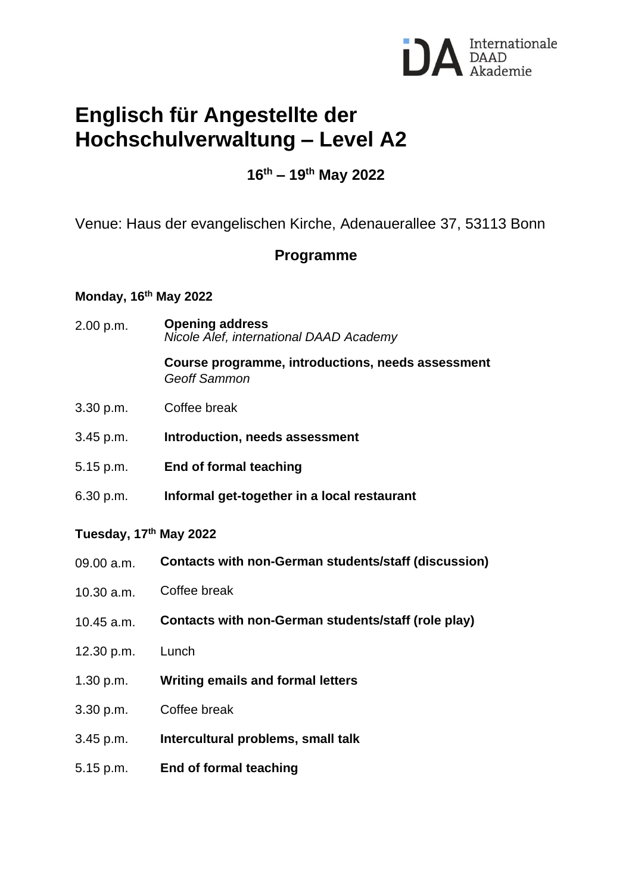# Englisch für Angestellte der Hochschulverwaltung – Level A2

**16th – 19th May 2022**

Venue: Haus der evangelischen Kirche, Adenauerallee 37, 53113 Bonn

## Programme

### Monday, 16th May 2022

2.00 p.m. **Opening address**
*Nicole Alef, international DAAD Academy*

**Course programme, introductions, needs assessment**
*Geoff Sammon*

3.30 p.m. Coffee break

3.45 p.m. **Introduction, needs assessment**

5.15 p.m. **End of formal teaching**

6.30 p.m. **Informal get-together in a local restaurant**

### Tuesday, 17th May 2022

09.00 a.m. **Contacts with non-German students/staff (discussion)**

10.30 a.m. Coffee break

10.45 a.m. **Contacts with non-German students/staff (role play)**

12.30 p.m. Lunch

1.30 p.m. **Writing emails and formal letters**

3.30 p.m. Coffee break

3.45 p.m. **Intercultural problems, small talk**

5.15 p.m. **End of formal teaching**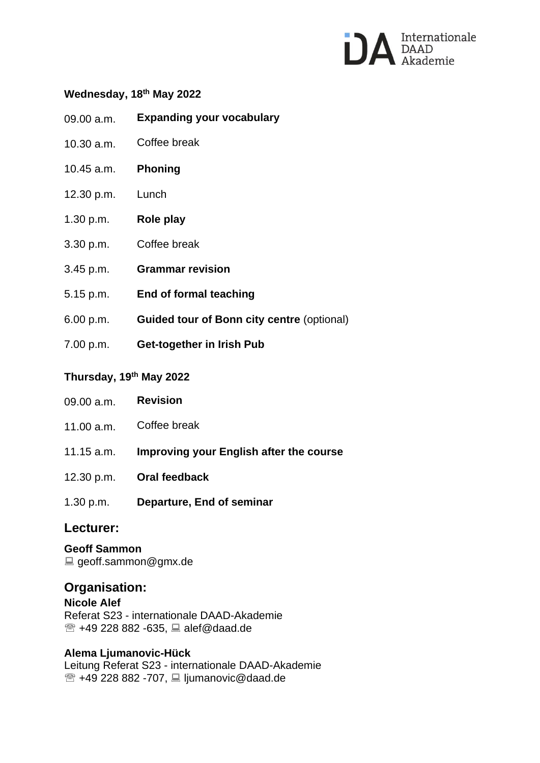**Wednesday, 18th May 2022**

| | |
|---|---|
| 09.00 a.m. | **Expanding your vocabulary** |
| 10.30 a.m. | Coffee break |
| 10.45 a.m. | **Phoning** |
| 12.30 p.m. | Lunch |
| 1.30 p.m. | **Role play** |
| 3.30 p.m. | Coffee break |
| 3.45 p.m. | **Grammar revision** |
| 5.15 p.m. | **End of formal teaching** |
| 6.00 p.m. | **Guided tour of Bonn city centre** (optional) |
| 7.00 p.m. | **Get-together in Irish Pub** |

**Thursday, 19th May 2022**

| | |
|---|---|
| 09.00 a.m. | **Revision** |
| 11.00 a.m. | Coffee break |
| 11.15 a.m. | **Improving your English after the course** |
| 12.30 p.m. | **Oral feedback** |
| 1.30 p.m. | **Departure, End of seminar** |

## Lecturer:

**Geoff Sammon**
geoff.sammon@gmx.de

## Organisation:

**Nicole Alef**
Referat S23 - internationale DAAD-Akademie
☏ +49 228 882 -635, alef@daad.de

**Alema Ljumanovic-Hück**
Leitung Referat S23 - internationale DAAD-Akademie
☏ +49 228 882 -707, ljumanovic@daad.de